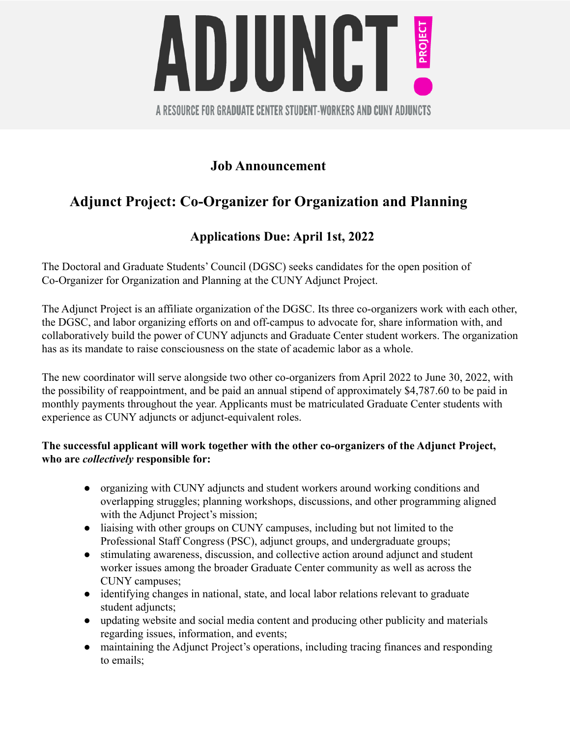ADJUNCT PROJECT!

A RESOURCE FOR GRADUATE CENTER STUDENT-WORKERS AND CUNY ADJUNCTS

## Job Announcement

# Adjunct Project: Co-Organizer for Organization and Planning

## Applications Due: April 1st, 2022

The Doctoral and Graduate Students' Council (DGSC) seeks candidates for the open position of Co-Organizer for Organization and Planning at the CUNY Adjunct Project.

The Adjunct Project is an affiliate organization of the DGSC. Its three co-organizers work with each other, the DGSC, and labor organizing efforts on and off-campus to advocate for, share information with, and collaboratively build the power of CUNY adjuncts and Graduate Center student workers. The organization has as its mandate to raise consciousness on the state of academic labor as a whole.

The new coordinator will serve alongside two other co-organizers from April 2022 to June 30, 2022, with the possibility of reappointment, and be paid an annual stipend of approximately $4,787.60 to be paid in monthly payments throughout the year. Applicants must be matriculated Graduate Center students with experience as CUNY adjuncts or adjunct-equivalent roles.

**The successful applicant will work together with the other co-organizers of the Adjunct Project, who are *collectively* responsible for:**

- organizing with CUNY adjuncts and student workers around working conditions and overlapping struggles; planning workshops, discussions, and other programming aligned with the Adjunct Project's mission;
- liaising with other groups on CUNY campuses, including but not limited to the Professional Staff Congress (PSC), adjunct groups, and undergraduate groups;
- stimulating awareness, discussion, and collective action around adjunct and student worker issues among the broader Graduate Center community as well as across the CUNY campuses;
- identifying changes in national, state, and local labor relations relevant to graduate student adjuncts;
- updating website and social media content and producing other publicity and materials regarding issues, information, and events;
- maintaining the Adjunct Project's operations, including tracing finances and responding to emails;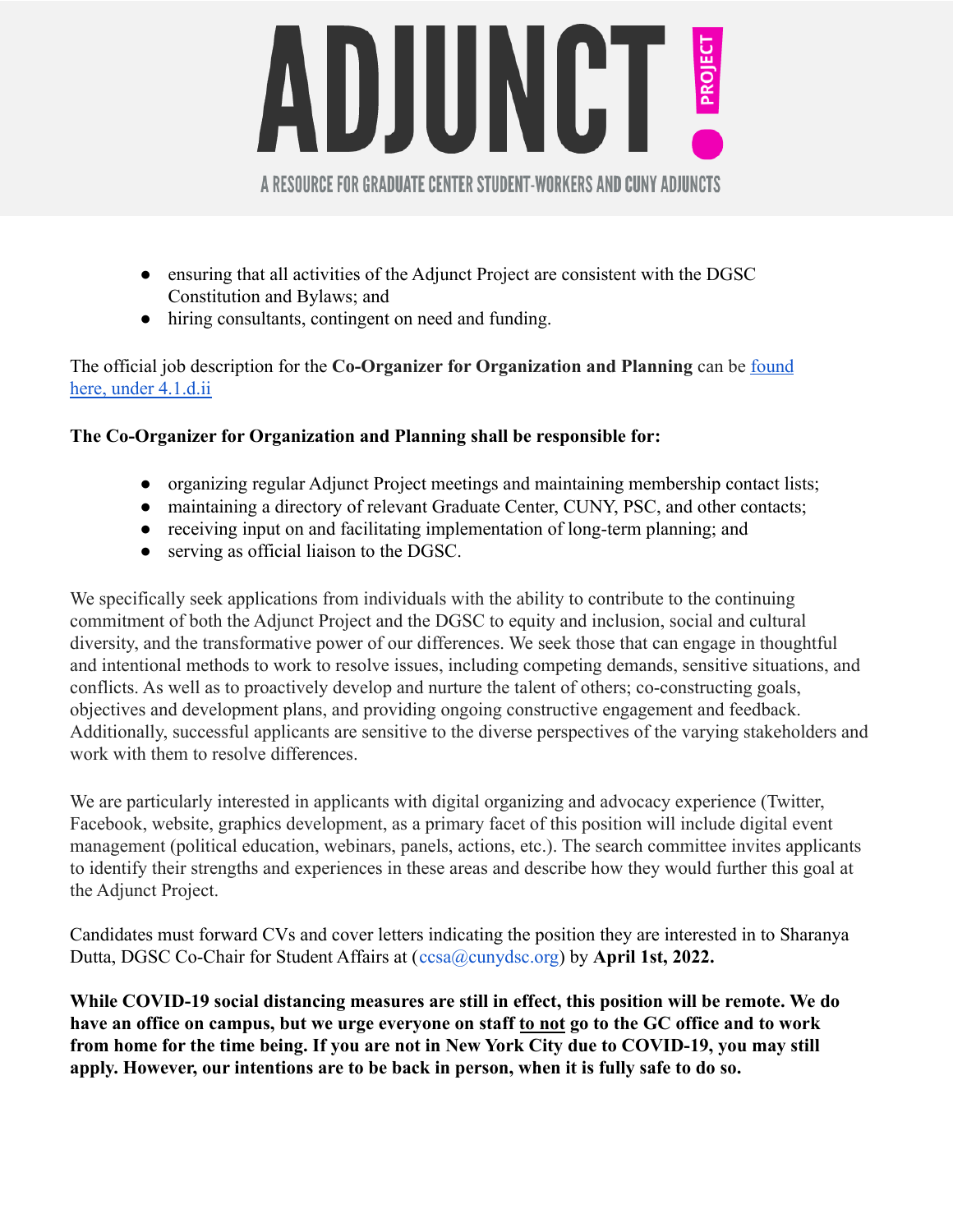- ensuring that all activities of the Adjunct Project are consistent with the DGSC Constitution and Bylaws; and
- hiring consultants, contingent on need and funding.

The official job description for the **Co-Organizer for Organization and Planning** can be [found here, under 4.1.d.ii]()

**The Co-Organizer for Organization and Planning shall be responsible for:**

- organizing regular Adjunct Project meetings and maintaining membership contact lists;
- maintaining a directory of relevant Graduate Center, CUNY, PSC, and other contacts;
- receiving input on and facilitating implementation of long-term planning; and
- serving as official liaison to the DGSC.

We specifically seek applications from individuals with the ability to contribute to the continuing commitment of both the Adjunct Project and the DGSC to equity and inclusion, social and cultural diversity, and the transformative power of our differences. We seek those that can engage in thoughtful and intentional methods to work to resolve issues, including competing demands, sensitive situations, and conflicts. As well as to proactively develop and nurture the talent of others; co-constructing goals, objectives and development plans, and providing ongoing constructive engagement and feedback. Additionally, successful applicants are sensitive to the diverse perspectives of the varying stakeholders and work with them to resolve differences.

We are particularly interested in applicants with digital organizing and advocacy experience (Twitter, Facebook, website, graphics development, as a primary facet of this position will include digital event management (political education, webinars, panels, actions, etc.). The search committee invites applicants to identify their strengths and experiences in these areas and describe how they would further this goal at the Adjunct Project.

Candidates must forward CVs and cover letters indicating the position they are interested in to Sharanya Dutta, DGSC Co-Chair for Student Affairs at (ccsa@cunydsc.org) by **April 1st, 2022.**

**While COVID-19 social distancing measures are still in effect, this position will be remote. We do have an office on campus, but we urge everyone on staff to not go to the GC office and to work from home for the time being. If you are not in New York City due to COVID-19, you may still apply. However, our intentions are to be back in person, when it is fully safe to do so.**